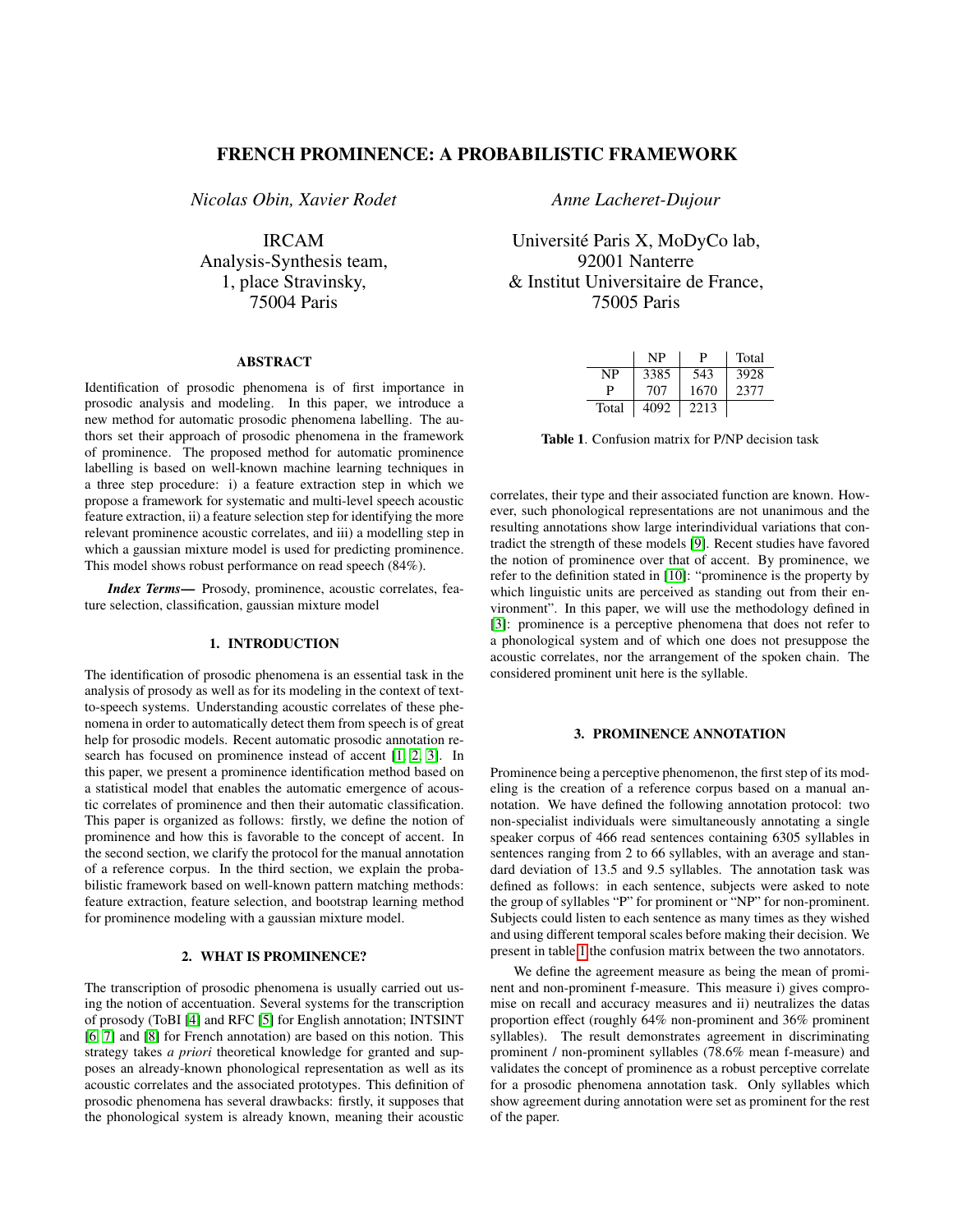# FRENCH PROMINENCE: A PROBABILISTIC FRAMEWORK

*Nicolas Obin, Xavier Rodet*

IRCAM
Analysis-Synthesis team,
1, place Stravinsky,
75004 Paris

*Anne Lacheret-Dujour*

Université Paris X, MoDyCo lab,
92001 Nanterre
& Institut Universitaire de France,
75005 Paris

## ABSTRACT

Identification of prosodic phenomena is of first importance in prosodic analysis and modeling. In this paper, we introduce a new method for automatic prosodic phenomena labelling. The authors set their approach of prosodic phenomena in the framework of prominence. The proposed method for automatic prominence labelling is based on well-known machine learning techniques in a three step procedure: i) a feature extraction step in which we propose a framework for systematic and multi-level speech acoustic feature extraction, ii) a feature selection step for identifying the more relevant prominence acoustic correlates, and iii) a modelling step in which a gaussian mixture model is used for predicting prominence. This model shows robust performance on read speech (84%).

***Index Terms***— Prosody, prominence, acoustic correlates, feature selection, classification, gaussian mixture model

## 1. INTRODUCTION

The identification of prosodic phenomena is an essential task in the analysis of prosody as well as for its modeling in the context of text-to-speech systems. Understanding acoustic correlates of these phenomena in order to automatically detect them from speech is of great help for prosodic models. Recent automatic prosodic annotation research has focused on prominence instead of accent [1, 2, 3]. In this paper, we present a prominence identification method based on a statistical model that enables the automatic emergence of acoustic correlates of prominence and then their automatic classification. This paper is organized as follows: firstly, we define the notion of prominence and how this is favorable to the concept of accent. In the second section, we clarify the protocol for the manual annotation of a reference corpus. In the third section, we explain the probabilistic framework based on well-known pattern matching methods: feature extraction, feature selection, and bootstrap learning method for prominence modeling with a gaussian mixture model.

## 2. WHAT IS PROMINENCE?

The transcription of prosodic phenomena is usually carried out using the notion of accentuation. Several systems for the transcription of prosody (ToBI [4] and RFC [5] for English annotation; INTSINT [6, 7] and [8] for French annotation) are based on this notion. This strategy takes *a priori* theoretical knowledge for granted and supposes an already-known phonological representation as well as its acoustic correlates and the associated prototypes. This definition of prosodic phenomena has several drawbacks: firstly, it supposes that the phonological system is already known, meaning their acoustic correlates, their type and their associated function are known. However, such phonological representations are not unanimous and the resulting annotations show large interindividual variations that contradict the strength of these models [9]. Recent studies have favored the notion of prominence over that of accent. By prominence, we refer to the definition stated in [10]: "prominence is the property by which linguistic units are perceived as standing out from their environment". In this paper, we will use the methodology defined in [3]: prominence is a perceptive phenomena that does not refer to a phonological system and of which one does not presuppose the acoustic correlates, nor the arrangement of the spoken chain. The considered prominent unit here is the syllable.

|  | NP | P | Total |
|---|---|---|---|
| NP | 3385 | 543 | 3928 |
| P | 707 | 1670 | 2377 |
| Total | 4092 | 2213 |  |

**Table 1**. Confusion matrix for P/NP decision task

## 3. PROMINENCE ANNOTATION

Prominence being a perceptive phenomenon, the first step of its modeling is the creation of a reference corpus based on a manual annotation. We have defined the following annotation protocol: two non-specialist individuals were simultaneously annotating a single speaker corpus of 466 read sentences containing 6305 syllables in sentences ranging from 2 to 66 syllables, with an average and standard deviation of 13.5 and 9.5 syllables. The annotation task was defined as follows: in each sentence, subjects were asked to note the group of syllables "P" for prominent or "NP" for non-prominent. Subjects could listen to each sentence as many times as they wished and using different temporal scales before making their decision. We present in table 1 the confusion matrix between the two annotators.

We define the agreement measure as being the mean of prominent and non-prominent f-measure. This measure i) gives compromise on recall and accuracy measures and ii) neutralizes the datas proportion effect (roughly 64% non-prominent and 36% prominent syllables). The result demonstrates agreement in discriminating prominent / non-prominent syllables (78.6% mean f-measure) and validates the concept of prominence as a robust perceptive correlate for a prosodic phenomena annotation task. Only syllables which show agreement during annotation were set as prominent for the rest of the paper.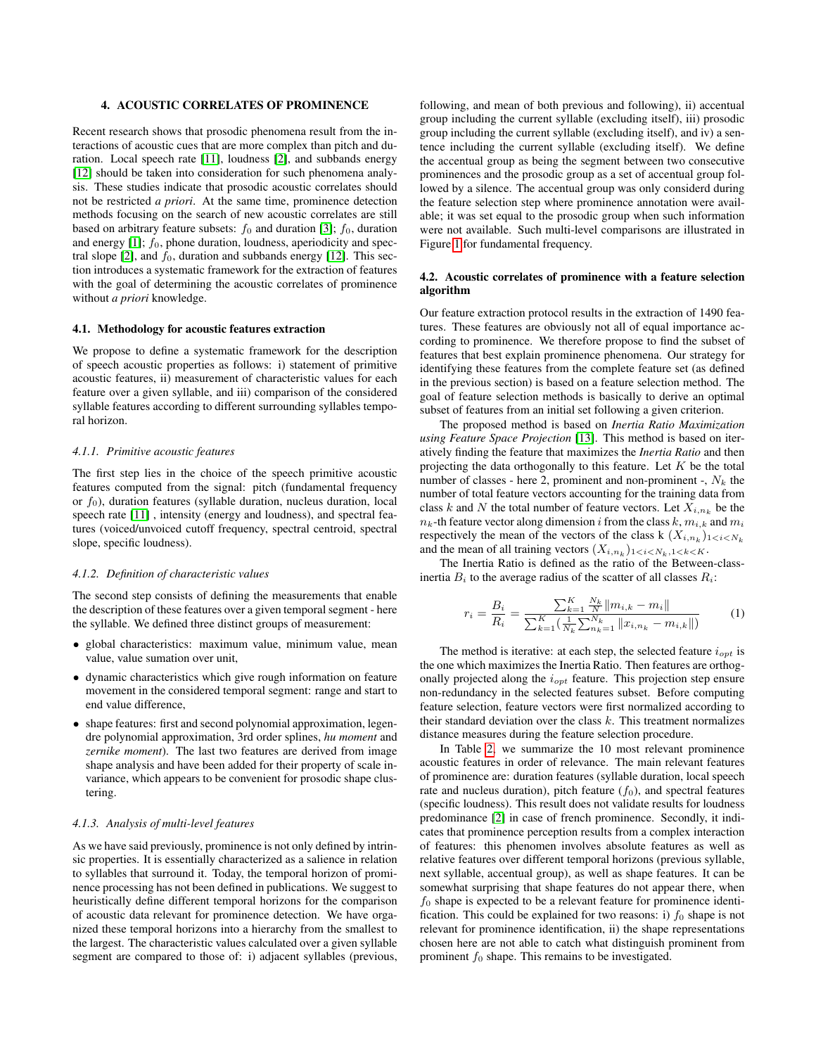## 4. ACOUSTIC CORRELATES OF PROMINENCE

Recent research shows that prosodic phenomena result from the interactions of acoustic cues that are more complex than pitch and duration. Local speech rate [11], loudness [2], and subbands energy [12] should be taken into consideration for such phenomena analysis. These studies indicate that prosodic acoustic correlates should not be restricted *a priori*. At the same time, prominence detection methods focusing on the search of new acoustic correlates are still based on arbitrary feature subsets: $f_0$ and duration [3]; $f_0$, duration and energy [1]; $f_0$, phone duration, loudness, aperiodicity and spectral slope [2], and $f_0$, duration and subbands energy [12]. This section introduces a systematic framework for the extraction of features with the goal of determining the acoustic correlates of prominence without *a priori* knowledge.

### 4.1. Methodology for acoustic features extraction

We propose to define a systematic framework for the description of speech acoustic properties as follows: i) statement of primitive acoustic features, ii) measurement of characteristic values for each feature over a given syllable, and iii) comparison of the considered syllable features according to different surrounding syllables temporal horizon.

#### *4.1.1. Primitive acoustic features*

The first step lies in the choice of the speech primitive acoustic features computed from the signal: pitch (fundamental frequency or $f_0$), duration features (syllable duration, nucleus duration, local speech rate [11] , intensity (energy and loudness), and spectral features (voiced/unvoiced cutoff frequency, spectral centroid, spectral slope, specific loudness).

#### *4.1.2. Definition of characteristic values*

The second step consists of defining the measurements that enable the description of these features over a given temporal segment - here the syllable. We defined three distinct groups of measurement:

- global characteristics: maximum value, minimum value, mean value, value sumation over unit,
- dynamic characteristics which give rough information on feature movement in the considered temporal segment: range and start to end value difference,
- shape features: first and second polynomial approximation, legendre polynomial approximation, 3rd order splines, *hu moment* and *zernike moment*). The last two features are derived from image shape analysis and have been added for their property of scale invariance, which appears to be convenient for prosodic shape clustering.

#### *4.1.3. Analysis of multi-level features*

As we have said previously, prominence is not only defined by intrinsic properties. It is essentially characterized as a salience in relation to syllables that surround it. Today, the temporal horizon of prominence processing has not been defined in publications. We suggest to heuristically define different temporal horizons for the comparison of acoustic data relevant for prominence detection. We have organized these temporal horizons into a hierarchy from the smallest to the largest. The characteristic values calculated over a given syllable segment are compared to those of: i) adjacent syllables (previous, following, and mean of both previous and following), ii) accentual group including the current syllable (excluding itself), iii) prosodic group including the current syllable (excluding itself), and iv) a sentence including the current syllable (excluding itself). We define the accentual group as being the segment between two consecutive prominences and the prosodic group as a set of accentual group followed by a silence. The accentual group was only considerd during the feature selection step where prominence annotation were available; it was set equal to the prosodic group when such information were not available. Such multi-level comparisons are illustrated in Figure 1 for fundamental frequency.

### 4.2. Acoustic correlates of prominence with a feature selection algorithm

Our feature extraction protocol results in the extraction of 1490 features. These features are obviously not all of equal importance according to prominence. We therefore propose to find the subset of features that best explain prominence phenomena. Our strategy for identifying these features from the complete feature set (as defined in the previous section) is based on a feature selection method. The goal of feature selection methods is basically to derive an optimal subset of features from an initial set following a given criterion.

The proposed method is based on *Inertia Ratio Maximization using Feature Space Projection* [13]. This method is based on iteratively finding the feature that maximizes the *Inertia Ratio* and then projecting the data orthogonally to this feature. Let $K$ be the total number of classes - here 2, prominent and non-prominent -, $N_k$ the number of total feature vectors accounting for the training data from class $k$ and $N$ the total number of feature vectors. Let $X_{i,n_k}$ be the $n_k$-th feature vector along dimension $i$ from the class $k$, $m_{i,k}$ and $m_i$ respectively the mean of the vectors of the class k $(X_{i,n_k})_{1<i<N_k}$ and the mean of all training vectors $(X_{i,n_k})_{1<i<N_k,1<k<K}$.

The Inertia Ratio is defined as the ratio of the Between-class-inertia $B_i$ to the average radius of the scatter of all classes $R_i$:

$$r_i = \frac{B_i}{R_i} = \frac{\sum_{k=1}^{K} \frac{N_k}{N} \|m_{i,k} - m_i\|}{\sum_{k=1}^{K} (\frac{1}{N_k} \sum_{n_k=1}^{N_k} \|x_{i,n_k} - m_{i,k}\|)} \tag{1}$$

The method is iterative: at each step, the selected feature $i_{opt}$ is the one which maximizes the Inertia Ratio. Then features are orthogonally projected along the $i_{opt}$ feature. This projection step ensure non-redundancy in the selected features subset. Before computing feature selection, feature vectors were first normalized according to their standard deviation over the class $k$. This treatment normalizes distance measures during the feature selection procedure.

In Table 2, we summarize the 10 most relevant prominence acoustic features in order of relevance. The main relevant features of prominence are: duration features (syllable duration, local speech rate and nucleus duration), pitch feature ($f_0$), and spectral features (specific loudness). This result does not validate results for loudness predominance [2] in case of french prominence. Secondly, it indicates that prominence perception results from a complex interaction of features: this phenomen involves absolute features as well as relative features over different temporal horizons (previous syllable, next syllable, accentual group), as well as shape features. It can be somewhat surprising that shape features do not appear there, when $f_0$ shape is expected to be a relevant feature for prominence identification. This could be explained for two reasons: i) $f_0$ shape is not relevant for prominence identification, ii) the shape representations chosen here are not able to catch what distinguish prominent from prominent $f_0$ shape. This remains to be investigated.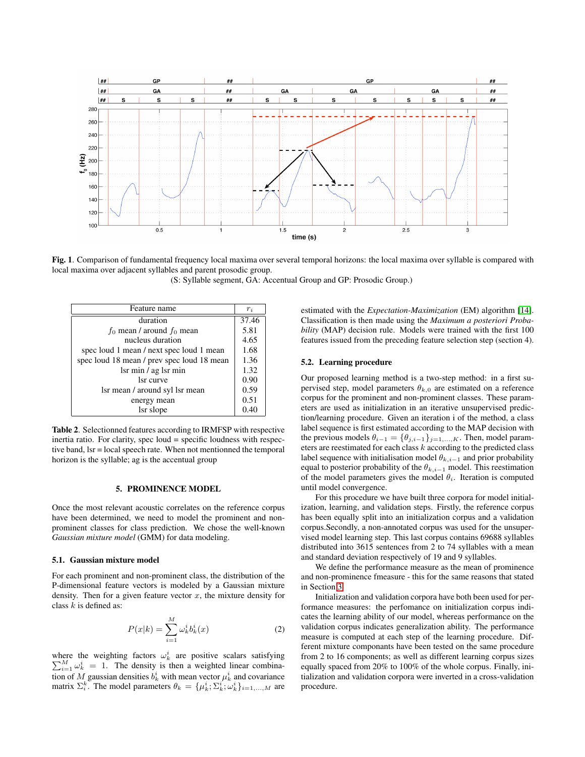**Fig. 1**. Comparison of fundamental frequency local maxima over several temporal horizons: the local maxima over syllable is compared with local maxima over adjacent syllables and parent prosodic group.
(S: Syllable segment, GA: Accentual Group and GP: Prosodic Group.)

| Feature name | $r_i$ |
|---|---|
| duration | 37.46 |
| $f_0$ mean / around $f_0$ mean | 5.81 |
| nucleus duration | 4.65 |
| spec loud 1 mean / next spec loud 1 mean | 1.68 |
| spec loud 18 mean / prev spec loud 18 mean | 1.36 |
| lsr min / ag lsr min | 1.32 |
| lsr curve | 0.90 |
| lsr mean / around syl lsr mean | 0.59 |
| energy mean | 0.51 |
| lsr slope | 0.40 |

**Table 2**. Selectionned features according to IRMFSP with respective inertia ratio. For clarity, spec loud = specific loudness with respective band, lsr = local speech rate. When not mentionned the temporal horizon is the syllable; ag is the accentual group

## 5. PROMINENCE MODEL

Once the most relevant acoustic correlates on the reference corpus have been determined, we need to model the prominent and non-prominent classes for class prediction. We chose the well-known *Gaussian mixture model* (GMM) for data modeling.

### 5.1. Gaussian mixture model

For each prominent and non-prominent class, the distribution of the P-dimensional feature vectors is modeled by a Gaussian mixture density. Then for a given feature vector $x$, the mixture density for class $k$ is defined as:

$$P(x|k) = \sum_{i=1}^{M} \omega_k^i b_k^i(x) \tag{2}$$

where the weighting factors $\omega_k^i$ are positive scalars satisfying $\sum_{i=1}^{M} \omega_k^i = 1$. The density is then a weighted linear combination of $M$ gaussian densities $b_k^i$ with mean vector $\mu_k^i$ and covariance matrix $\Sigma_i^k$. The model parameters $\theta_k = \{\mu_k^i; \Sigma_k^i; \omega_k^i\}_{i=1,\ldots,M}$ are estimated with the *Expectation-Maximization* (EM) algorithm [14]. Classification is then made using the *Maximum a posteriori Probability* (MAP) decision rule. Models were trained with the first 100 features issued from the preceding feature selection step (section 4).

### 5.2. Learning procedure

Our proposed learning method is a two-step method: in a first supervised step, model parameters $\theta_{k,0}$ are estimated on a reference corpus for the prominent and non-prominent classes. These parameters are used as initialization in an iterative unsupervised prediction/learning procedure. Given an iteration i of the method, a class label sequence is first estimated according to the MAP decision with the previous models $\theta_{i-1} = \{\theta_{j,i-1}\}_{j=1,\ldots,K}$. Then, model parameters are reestimated for each class $k$ according to the predicted class label sequence with initialization model $\theta_{k,i-1}$ and prior probability equal to posterior probability of the $\theta_{k,i-1}$ model. This reestimation of the model parameters gives the model $\theta_i$. Iteration is computed until model convergence.

For this procedure we have built three corpora for model initialization, learning, and validation steps. Firstly, the reference corpus has been equally split into an initialization corpus and a validation corpus.Secondly, a non-annotated corpus was used for the unsupervised model learning step. This last corpus contains 69688 syllables distributed into 3615 sentences from 2 to 74 syllables with a mean and standard deviation respectively of 19 and 9 syllables.

We define the performance measure as the mean of prominence and non-prominence fmeasure - this for the same reasons that stated in Section 3.

Initialization and validation corpora have both been used for performance measures: the perfomance on initialization corpus indicates the learning ability of our model, whereas performance on the validation corpus indicates generalization ability. The performance measure is computed at each step of the learning procedure. Different mixture componants have been tested on the same procedure from 2 to 16 components; as well as different learning corpus sizes equally spaced from 20% to 100% of the whole corpus. Finally, initialization and validation corpora were inverted in a cross-validation procedure.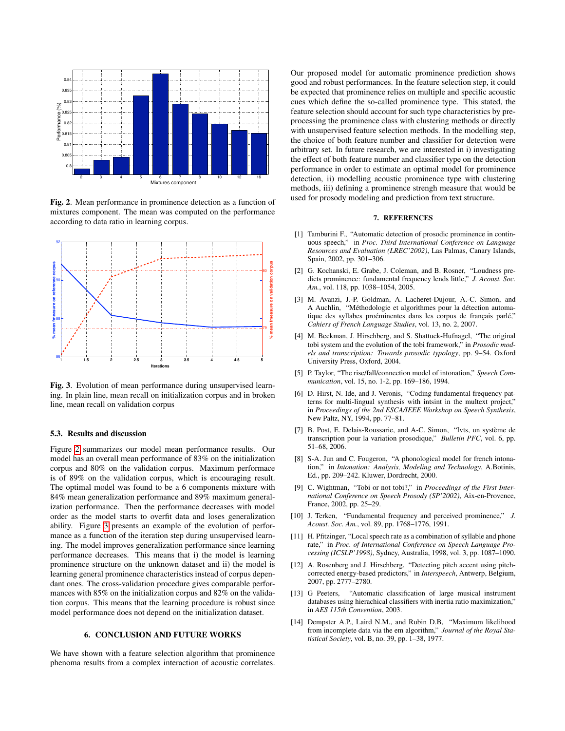0.84
0.835
0.83
0.825
0.82
0.815
0.81
0.805
0.8

Performance (%)

2 3 4 5 6 7 8 10 12 16

Mixtures component

**Fig. 2**. Mean performance in prominence detection as a function of mixtures component. The mean was computed on the performance according to data ratio in learning corpus.

92
90
88
86

% mean fmeasure on reference corpus

80
79

% mean fmeasure on validation corpus

1 1.5 2 2.5 3 3.5 4 4.5 5

Iterations

**Fig. 3**. Evolution of mean performance during unsupervised learning. In plain line, mean recall on initialization corpus and in broken line, mean recall on validation corpus

### 5.3. Results and discussion

Figure 2 summarizes our model mean performance results. Our model has an overall mean performance of 83% on the initialization corpus and 80% on the validation corpus. Maximum performance is of 89% on the validation corpus, which is encouraging result. The optimal model was found to be a 6 components mixture with 84% mean generalization performance and 89% maximum generalization performance. Then the performance decreases with model order as the model starts to overfit data and loses generalization ability. Figure 3 presents an example of the evolution of performance as a function of the iteration step during unsupervised learning. The model improves generalization performance since learning performance decreases. This means that i) the model is learning prominence structure on the unknown dataset and ii) the model is learning general prominence characteristics instead of corpus dependant ones. The cross-validation procedure gives comparable performances with 85% on the initialization corpus and 82% on the validation corpus. This means that the learning procedure is robust since model performance does not depend on the initialization dataset.

## 6. CONCLUSION AND FUTURE WORKS

We have shown with a feature selection algorithm that prominence phenoma results from a complex interaction of acoustic correlates. Our proposed model for automatic prominence prediction shows good and robust performances. In the feature selection step, it could be expected that prominence relies on multiple and specific acoustic cues which define the so-called prominence type. This stated, the feature selection should account for such type characteristics by pre-processing the prominence class with clustering methods or directly with unsupervised feature selection methods. In the modelling step, the choice of both feature number and classifier for detection were arbitrary set. In future research, we are interested in i) investigating the effect of both feature number and classifier type on the detection performance in order to estimate an optimal model for prominence detection, ii) modelling acoustic prominence type with clustering methods, iii) defining a prominence strengh measure that would be used for prosody modeling and prediction from text structure.

## 7. REFERENCES

[1] Tamburini F., "Automatic detection of prosodic prominence in continuous speech," in *Proc. Third International Conference on Language Resources and Evaluation (LREC'2002)*, Las Palmas, Canary Islands, Spain, 2002, pp. 301–306.

[2] G. Kochanski, E. Grabe, J. Coleman, and B. Rosner, "Loudness predicts prominence: fundamental frequency lends little," *J. Acoust. Soc. Am.*, vol. 118, pp. 1038–1054, 2005.

[3] M. Avanzi, J.-P. Goldman, A. Lacheret-Dujour, A.-C. Simon, and A Auchlin, "Méthodologie et algorithmes pour la détection automatique des syllabes proéminentes dans les corpus de français parlé," *Cahiers of French Language Studies*, vol. 13, no. 2, 2007.

[4] M. Beckman, J. Hirschberg, and S. Shattuck-Hufnagel, "The original tobi system and the evolution of the tobi framework," in *Prosodic models and transcription: Towards prosodic typology*, pp. 9–54. Oxford University Press, Oxford, 2004.

[5] P. Taylor, "The rise/fall/connection model of intonation," *Speech Communication*, vol. 15, no. 1-2, pp. 169–186, 1994.

[6] D. Hirst, N. Ide, and J. Veronis, "Coding fundamental frequency patterns for multi-lingual synthesis with intsint in the multext project," in *Proceedings of the 2nd ESCA/IEEE Workshop on Speech Synthesis*, New Paltz, NY, 1994, pp. 77–81.

[7] B. Post, E. Delais-Roussarie, and A-C. Simon, "Ivts, un système de transcription pour la variation prosodique," *Bulletin PFC*, vol. 6, pp. 51–68, 2006.

[8] S-A. Jun and C. Fougeron, "A phonological model for french intonation," in *Intonation: Analysis, Modeling and Technology*, A.Botinis, Ed., pp. 209–242. Kluwer, Dordrecht, 2000.

[9] C. Wightman, "Tobi or not tobi?," in *Proceedings of the First International Conference on Speech Prosody (SP'2002)*, Aix-en-Provence, France, 2002, pp. 25–29.

[10] J. Terken, "Fundamental frequency and perceived prominence," *J. Acoust. Soc. Am.*, vol. 89, pp. 1768–1776, 1991.

[11] H. Pfitzinger, "Local speech rate as a combination of syllable and phone rate," in *Proc. of International Conference on Speech Language Processing (ICSLP'1998)*, Sydney, Australia, 1998, vol. 3, pp. 1087–1090.

[12] A. Rosenberg and J. Hirschberg, "Detecting pitch accent using pitch-corrected energy-based predictors," in *Interspeech*, Antwerp, Belgium, 2007, pp. 2777–2780.

[13] G Peeters, "Automatic classification of large musical instrument databases using hierachical classifiers with inertia ratio maximization," in *AES 115th Convention*, 2003.

[14] Dempster A.P., Laird N.M., and Rubin D.B, "Maximum likelihood from incomplete data via the em algorithm," *Journal of the Royal Statistical Society*, vol. B, no. 39, pp. 1–38, 1977.